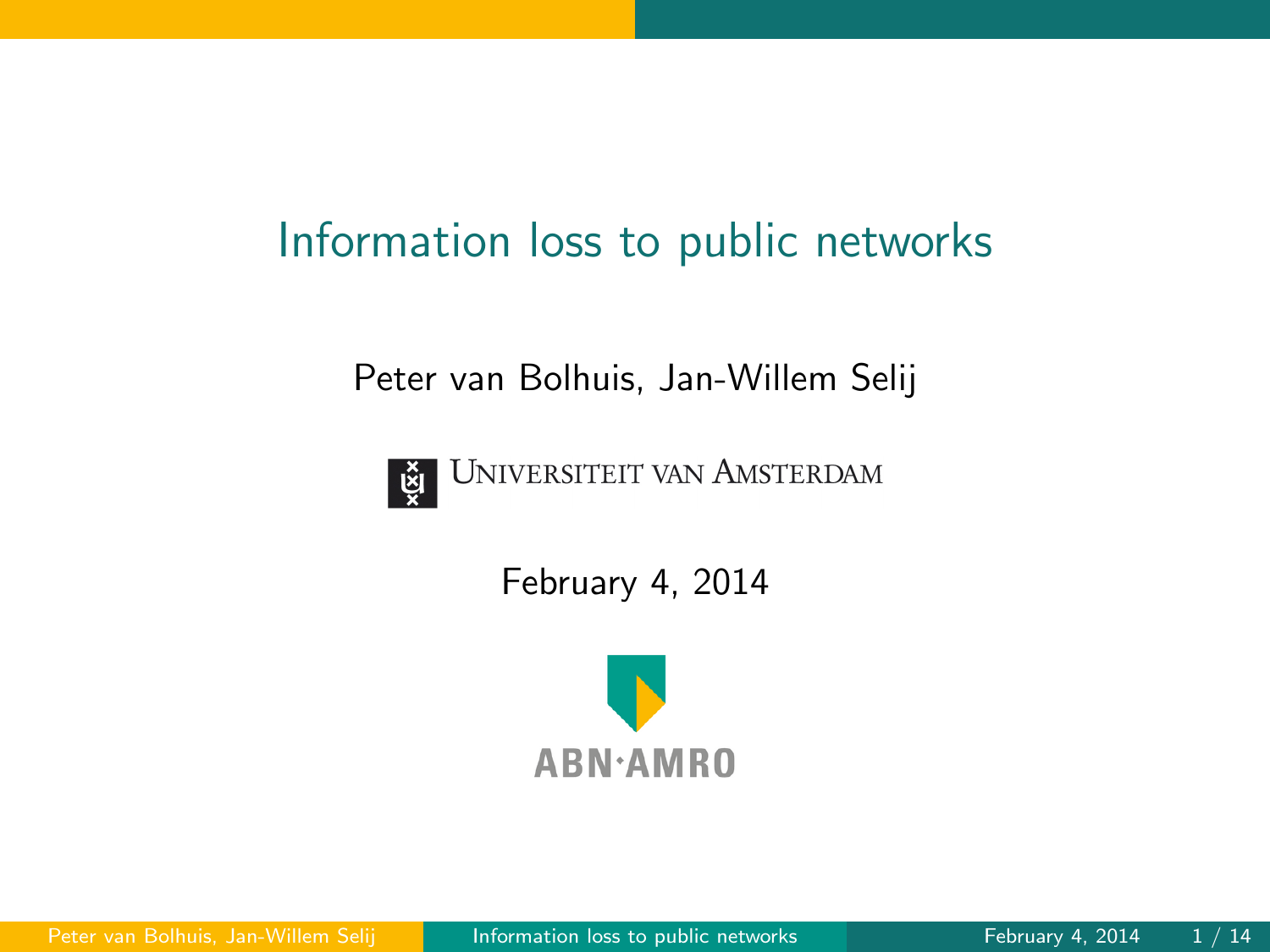# Information loss to public networks

Peter van Bolhuis, Jan-Willem Selij

Universiteit van Amsterdam

February 4, 2014

ABN·AMRO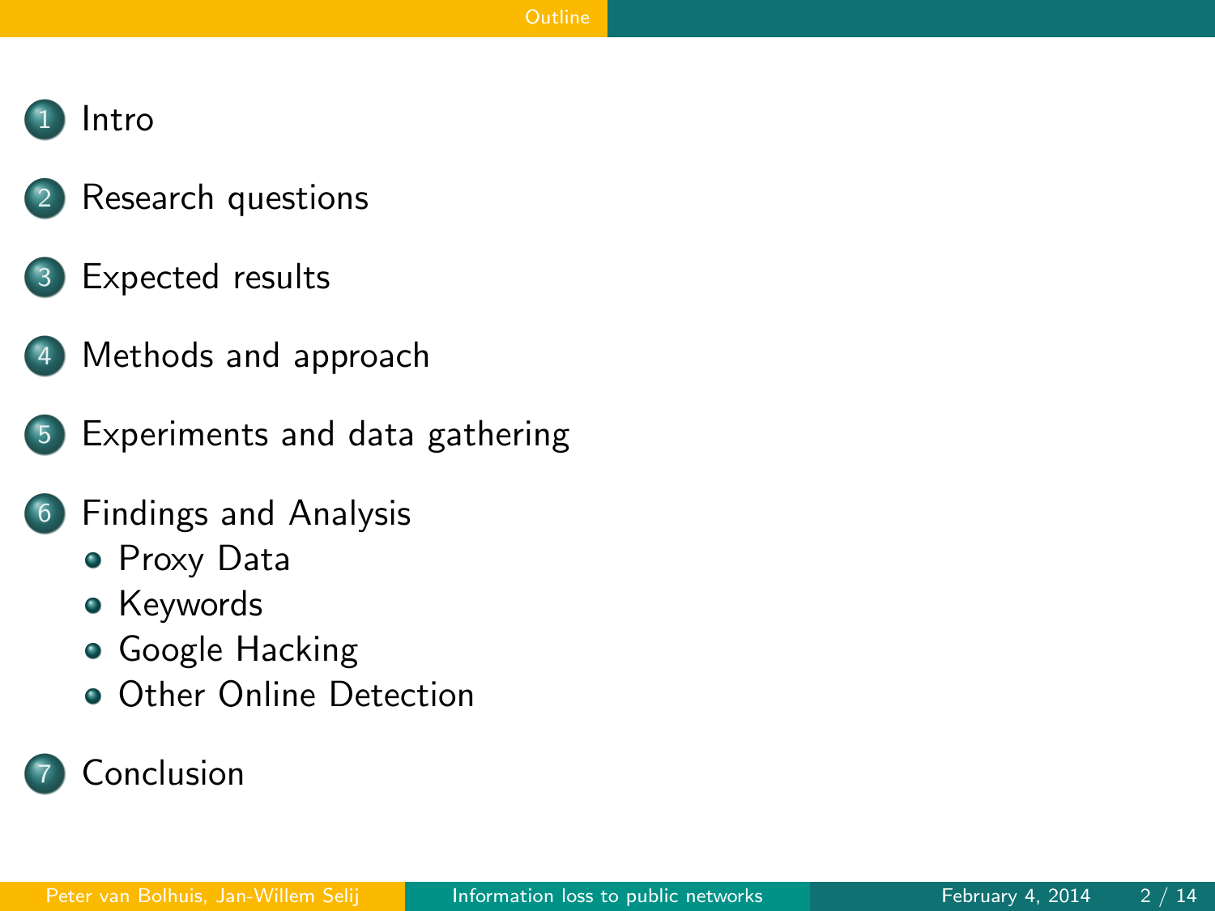# Outline

1. Intro
2. Research questions
3. Expected results
4. Methods and approach
5. Experiments and data gathering
6. Findings and Analysis
   - Proxy Data
   - Keywords
   - Google Hacking
   - Other Online Detection
7. Conclusion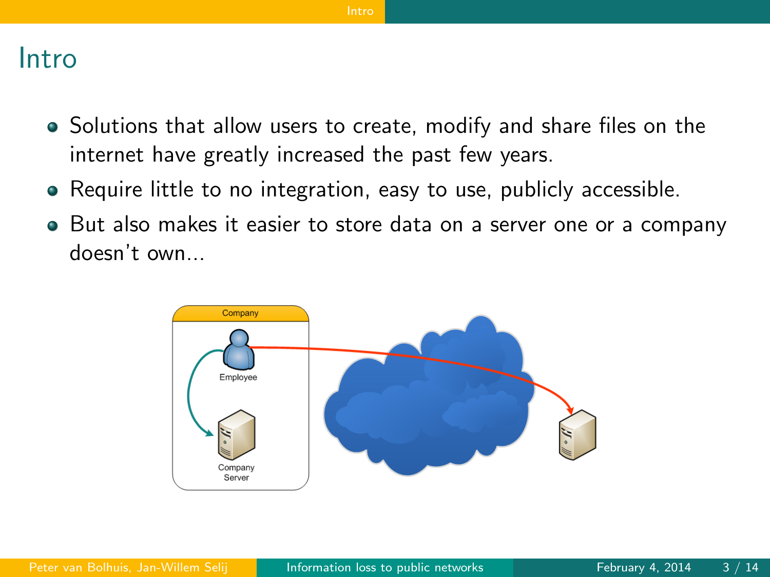# Intro

- Solutions that allow users to create, modify and share files on the internet have greatly increased the past few years.
- Require little to no integration, easy to use, publicly accessible.
- But also makes it easier to store data on a server one or a company doesn't own...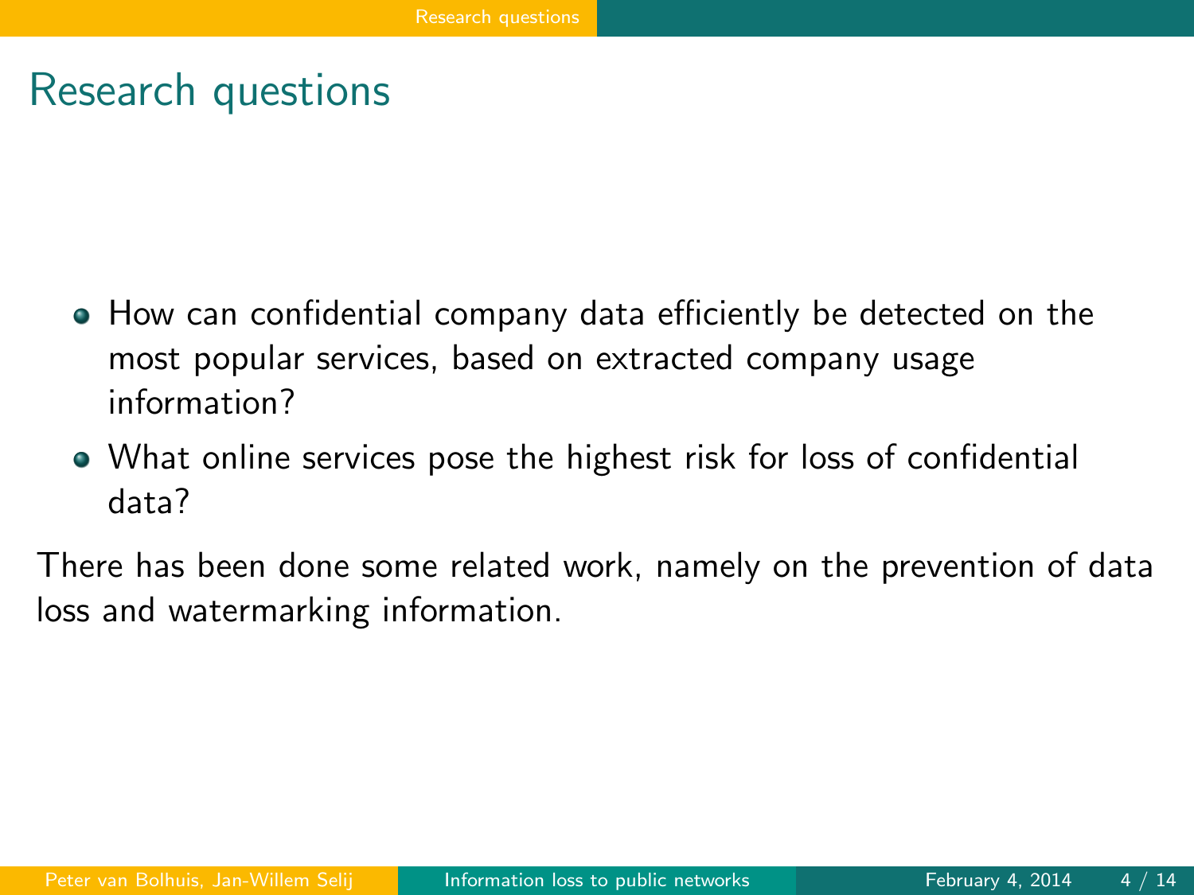# Research questions

- How can confidential company data efficiently be detected on the most popular services, based on extracted company usage information?
- What online services pose the highest risk for loss of confidential data?

There has been done some related work, namely on the prevention of data loss and watermarking information.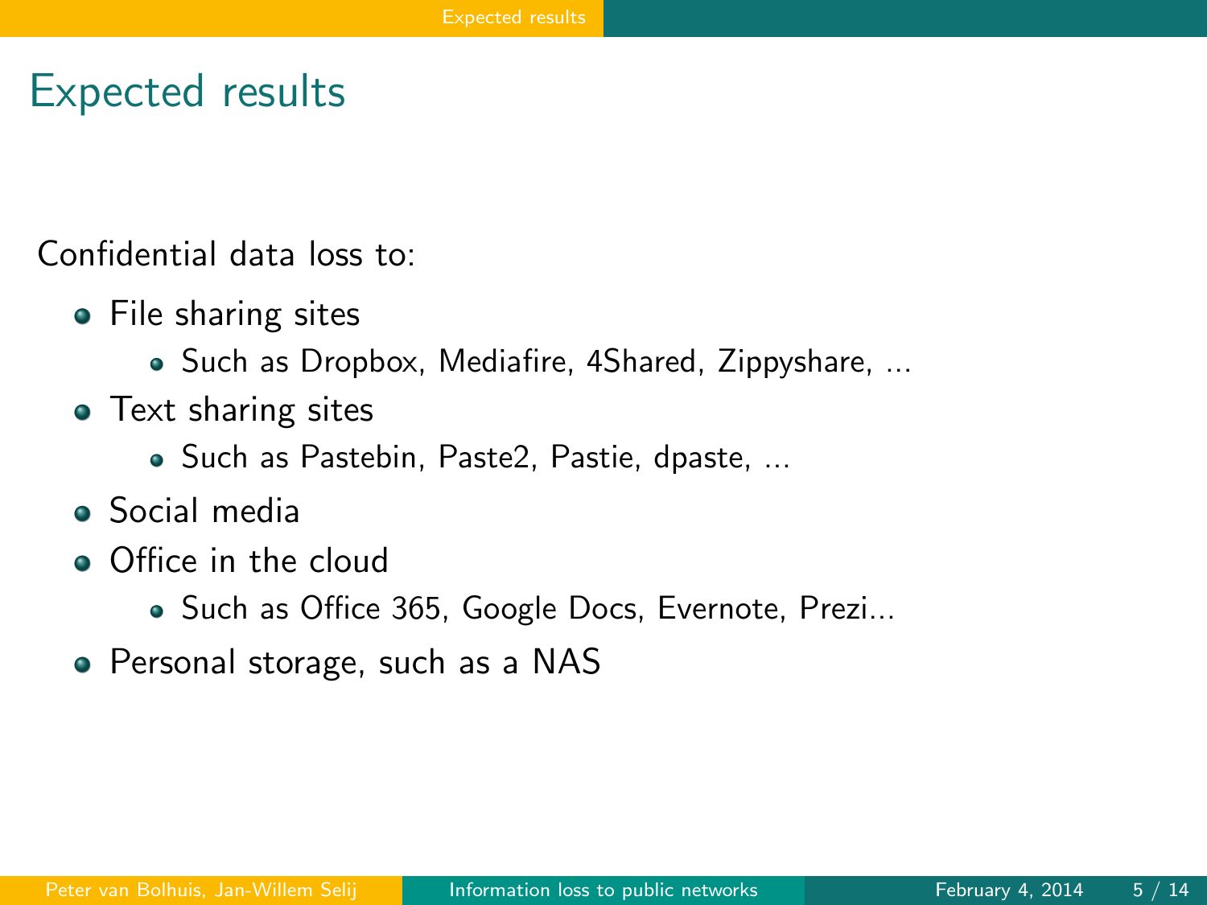# Expected results

Confidential data loss to:

- File sharing sites
  - Such as Dropbox, Mediafire, 4Shared, Zippyshare, ...
- Text sharing sites
  - Such as Pastebin, Paste2, Pastie, dpaste, ...
- Social media
- Office in the cloud
  - Such as Office 365, Google Docs, Evernote, Prezi...
- Personal storage, such as a NAS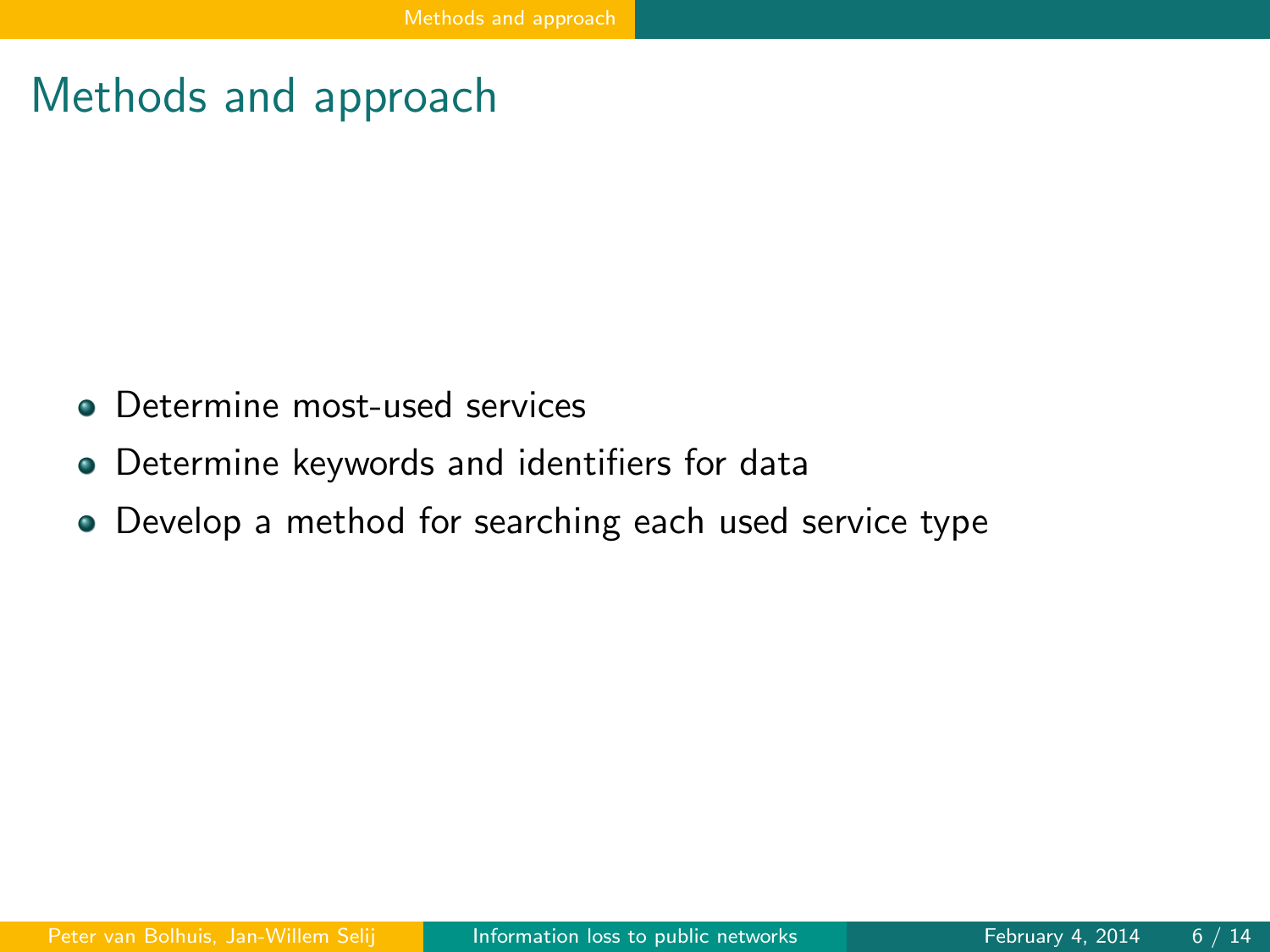# Methods and approach

- Determine most-used services
- Determine keywords and identifiers for data
- Develop a method for searching each used service type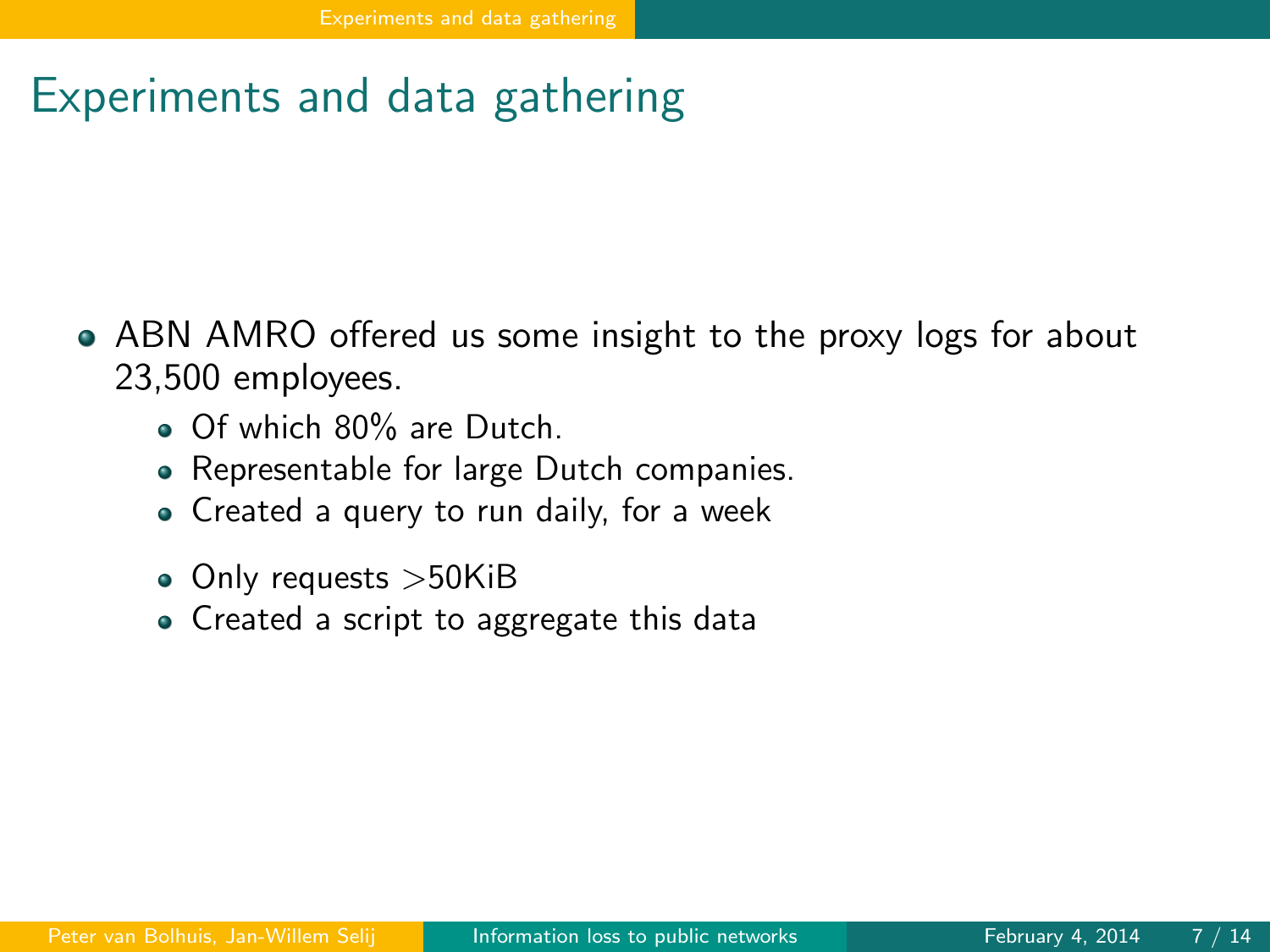# Experiments and data gathering

- ABN AMRO offered us some insight to the proxy logs for about 23,500 employees.
  - Of which 80% are Dutch.
  - Representable for large Dutch companies.
  - Created a query to run daily, for a week
  - Only requests >50KiB
  - Created a script to aggregate this data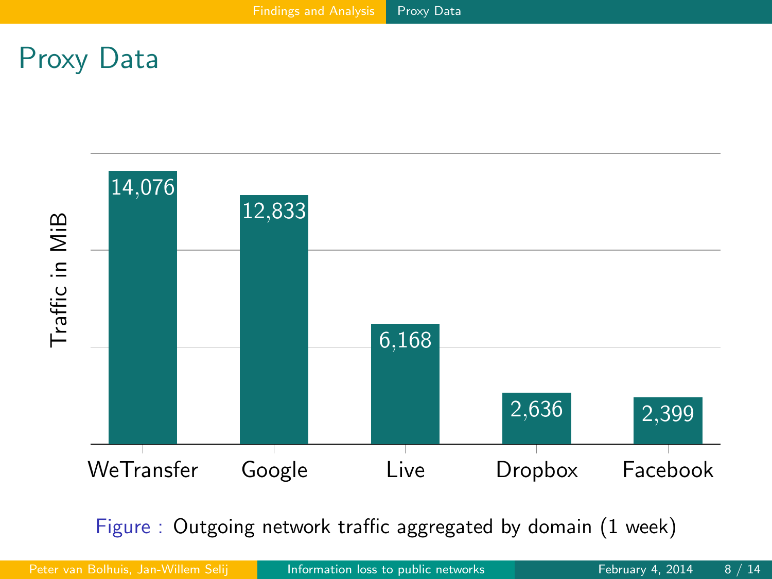# Proxy Data

| Domain | Traffic in MiB |
|---|---|
| WeTransfer | 14,076 |
| Google | 12,833 |
| Live | 6,168 |
| Dropbox | 2,636 |
| Facebook | 2,399 |

Figure : Outgoing network traffic aggregated by domain (1 week)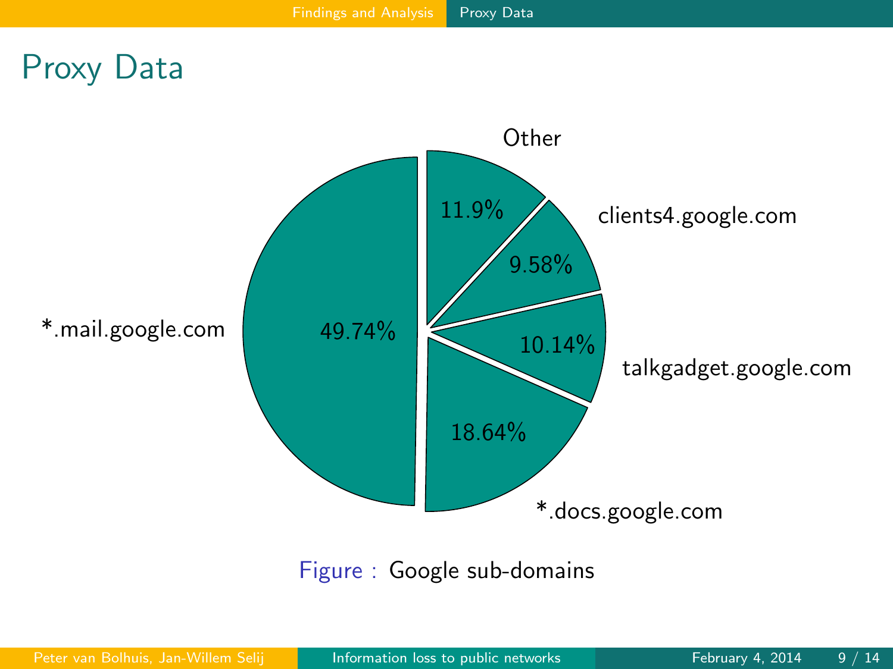# Proxy Data

| Sub-domain | Percentage |
| --- | --- |
| *.mail.google.com | 49.74% |
| *.docs.google.com | 18.64% |
| talkgadget.google.com | 10.14% |
| clients4.google.com | 9.58% |
| Other | 11.9% |

Figure : Google sub-domains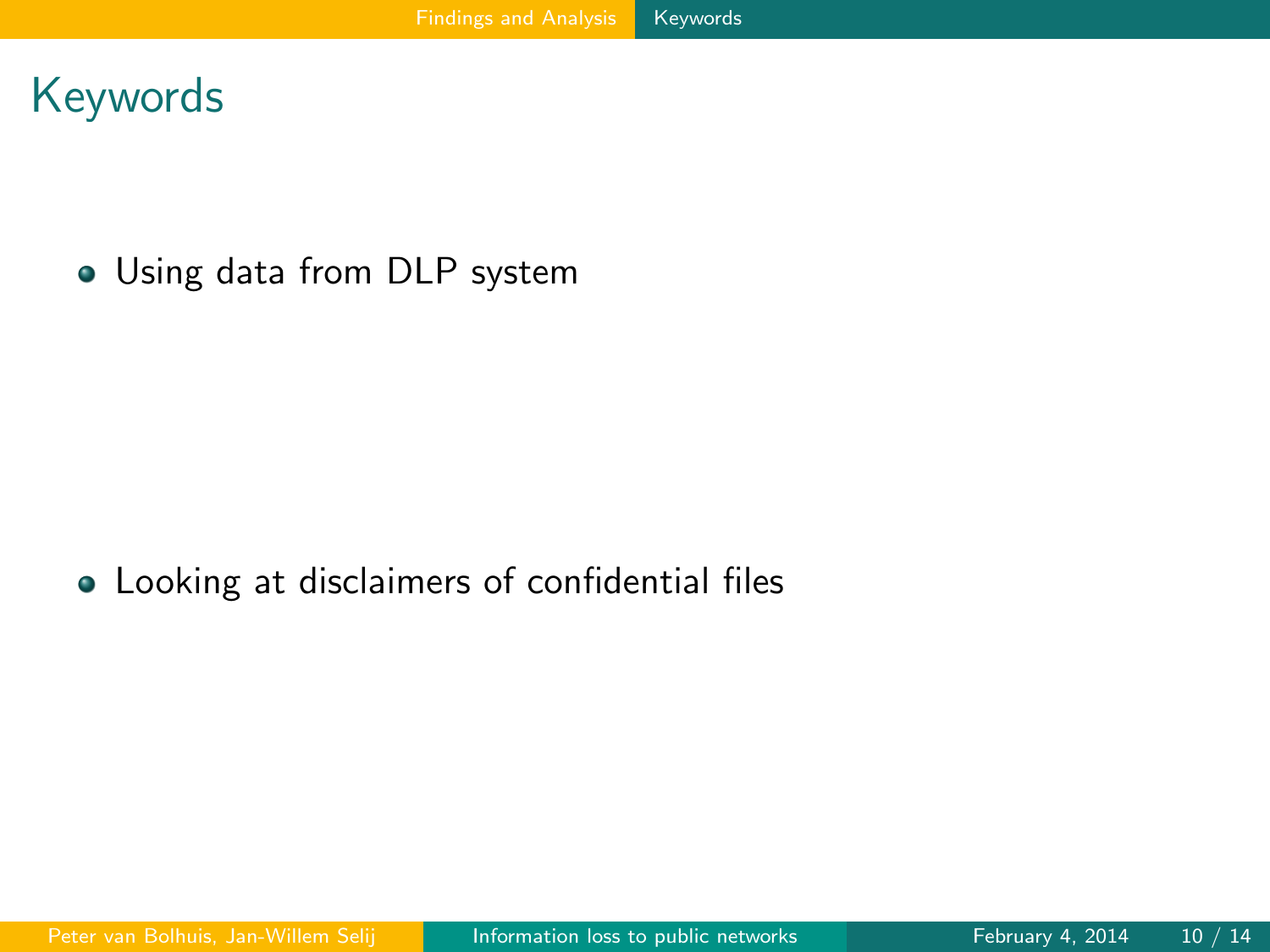# Keywords

- Using data from DLP system

- Looking at disclaimers of confidential files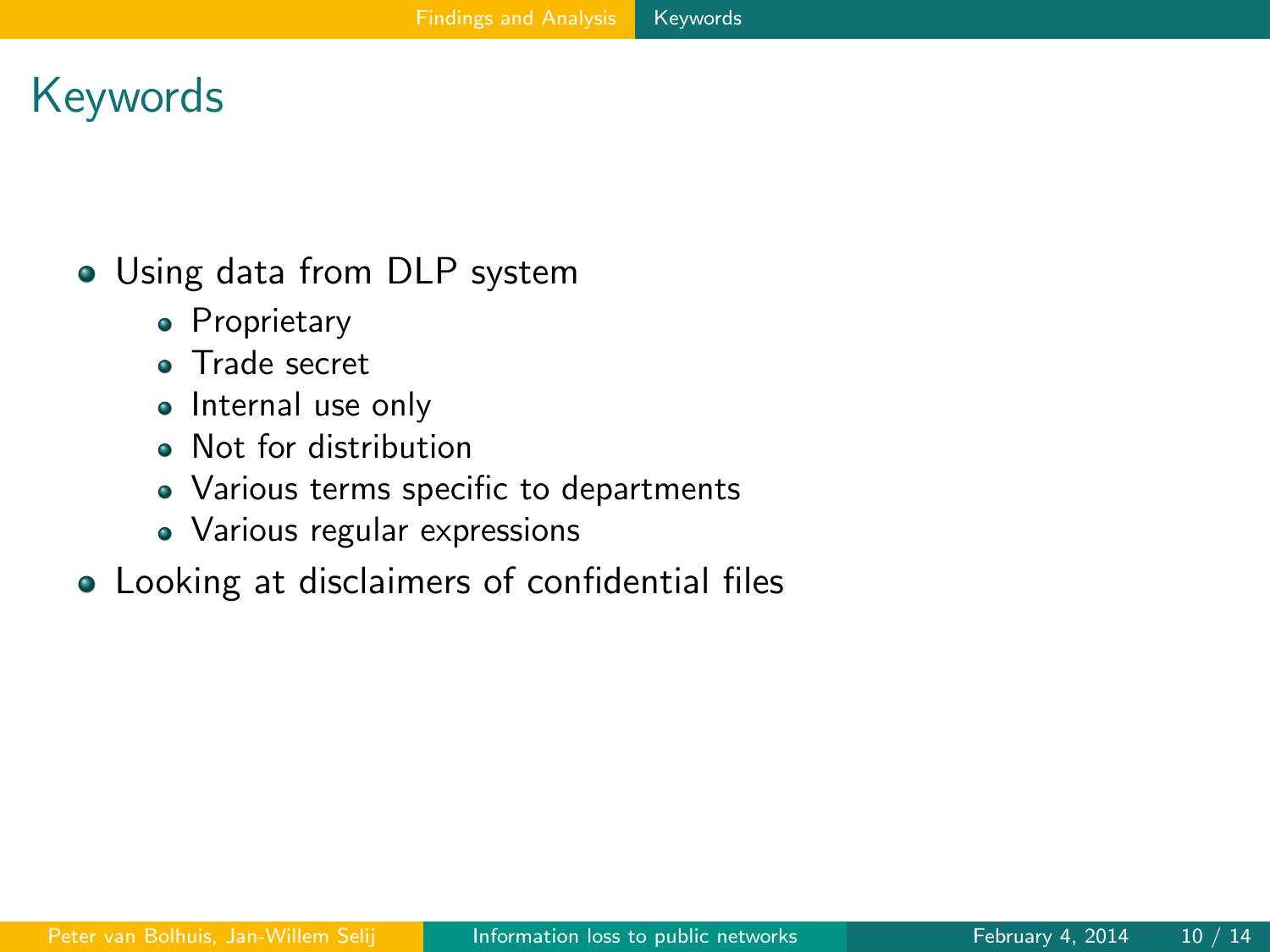# Keywords

- Using data from DLP system
  - Proprietary
  - Trade secret
  - Internal use only
  - Not for distribution
  - Various terms specific to departments
  - Various regular expressions
- Looking at disclaimers of confidential files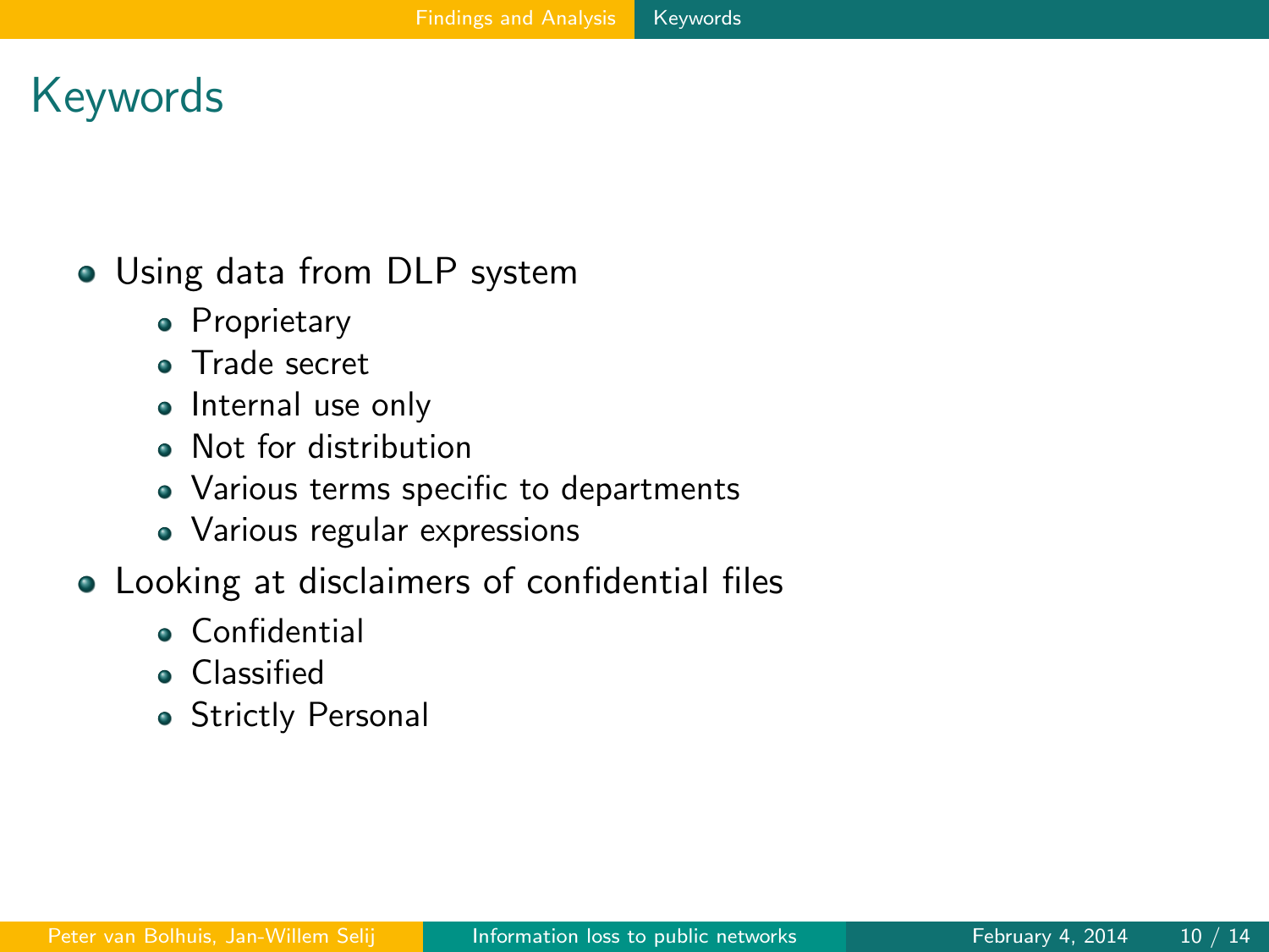# Keywords

- Using data from DLP system
  - Proprietary
  - Trade secret
  - Internal use only
  - Not for distribution
  - Various terms specific to departments
  - Various regular expressions
- Looking at disclaimers of confidential files
  - Confidential
  - Classified
  - Strictly Personal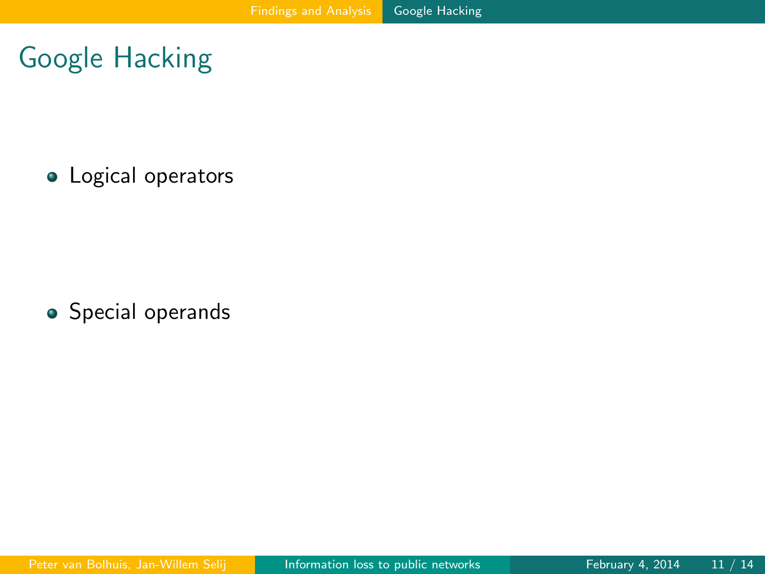# Google Hacking

- Logical operators

- Special operands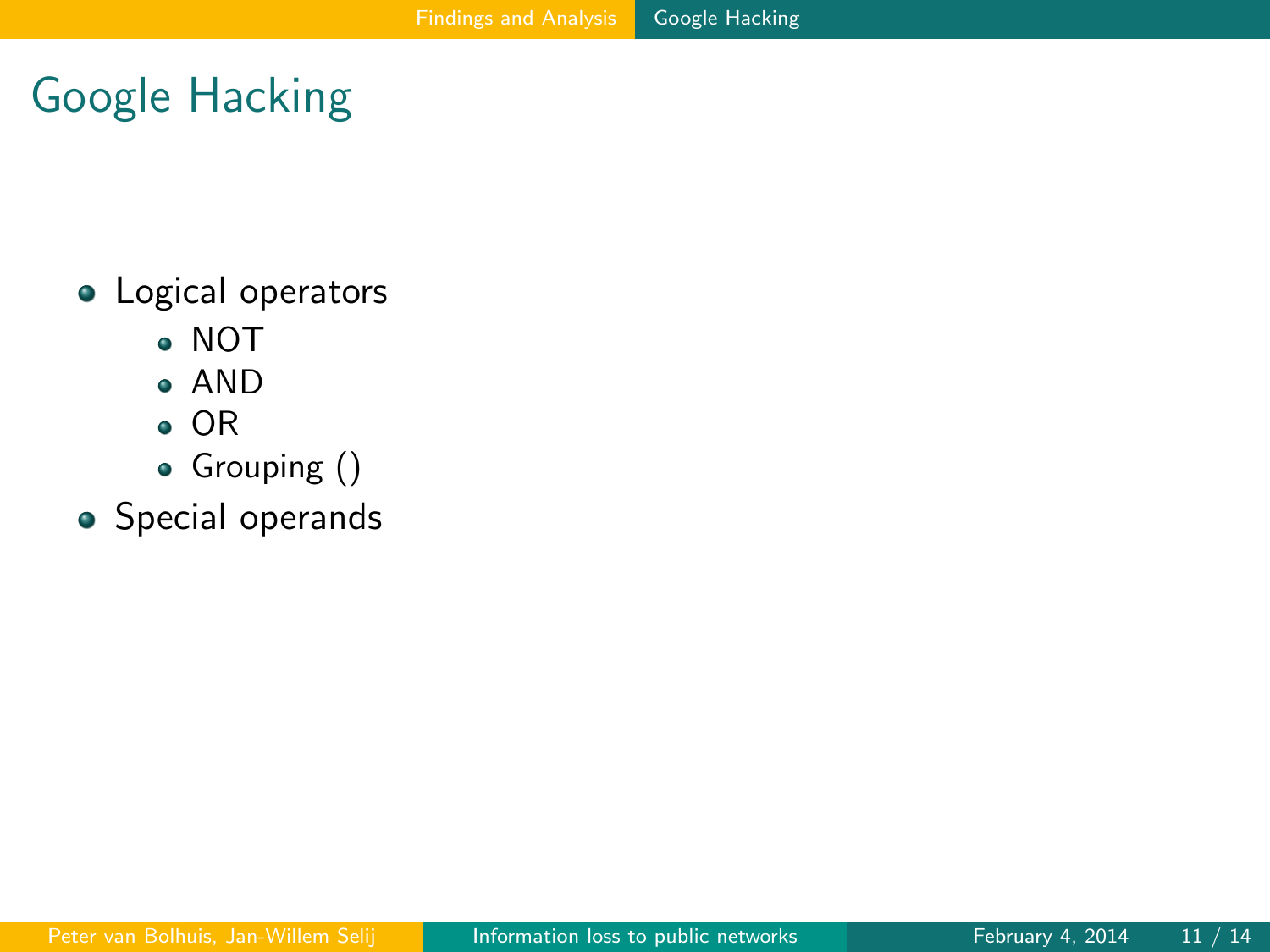# Google Hacking

- Logical operators
  - NOT
  - AND
  - OR
  - Grouping ()
- Special operands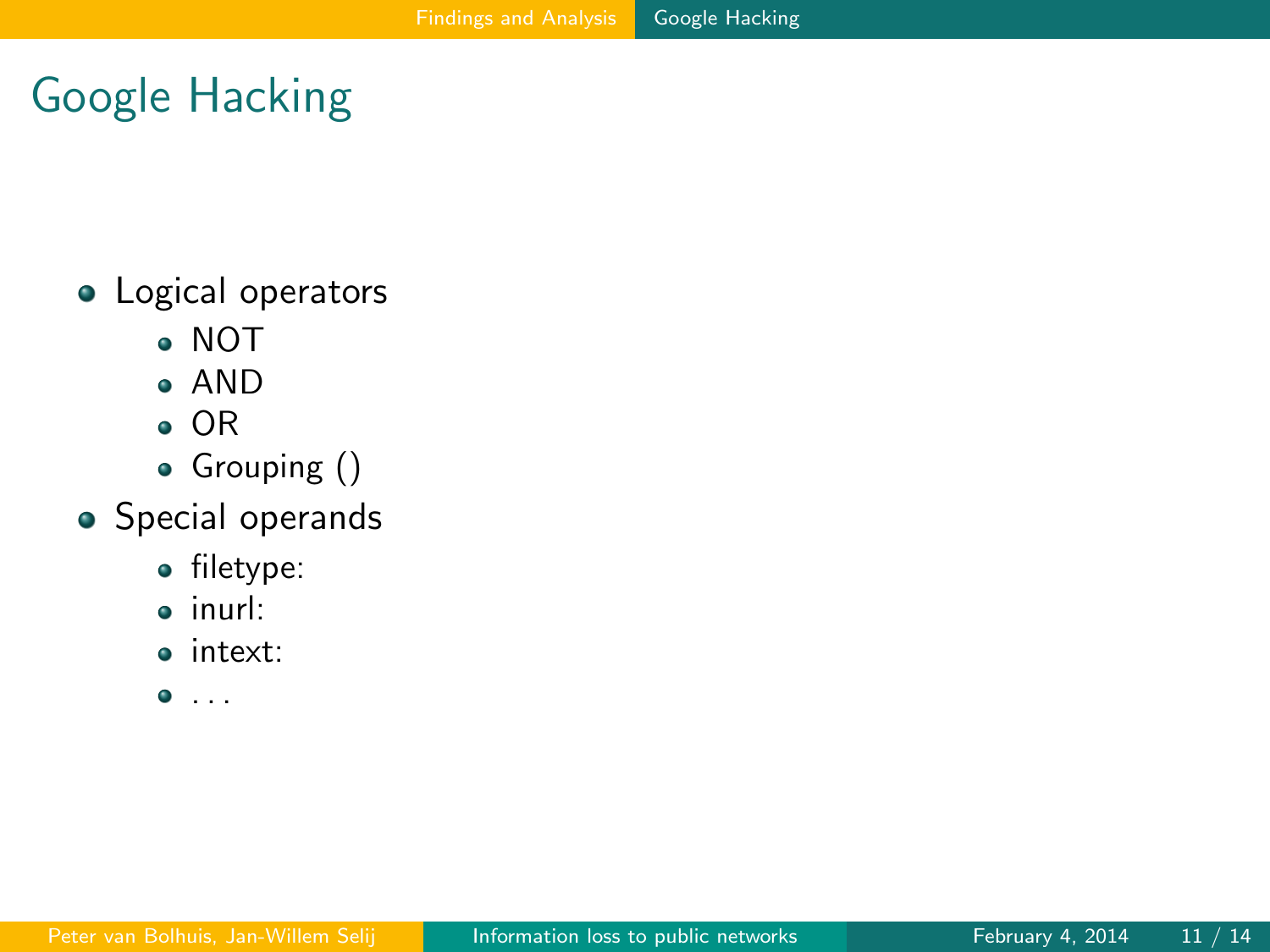# Google Hacking

- Logical operators
  - NOT
  - AND
  - OR
  - Grouping ()
- Special operands
  - filetype:
  - inurl:
  - intext:
  - ...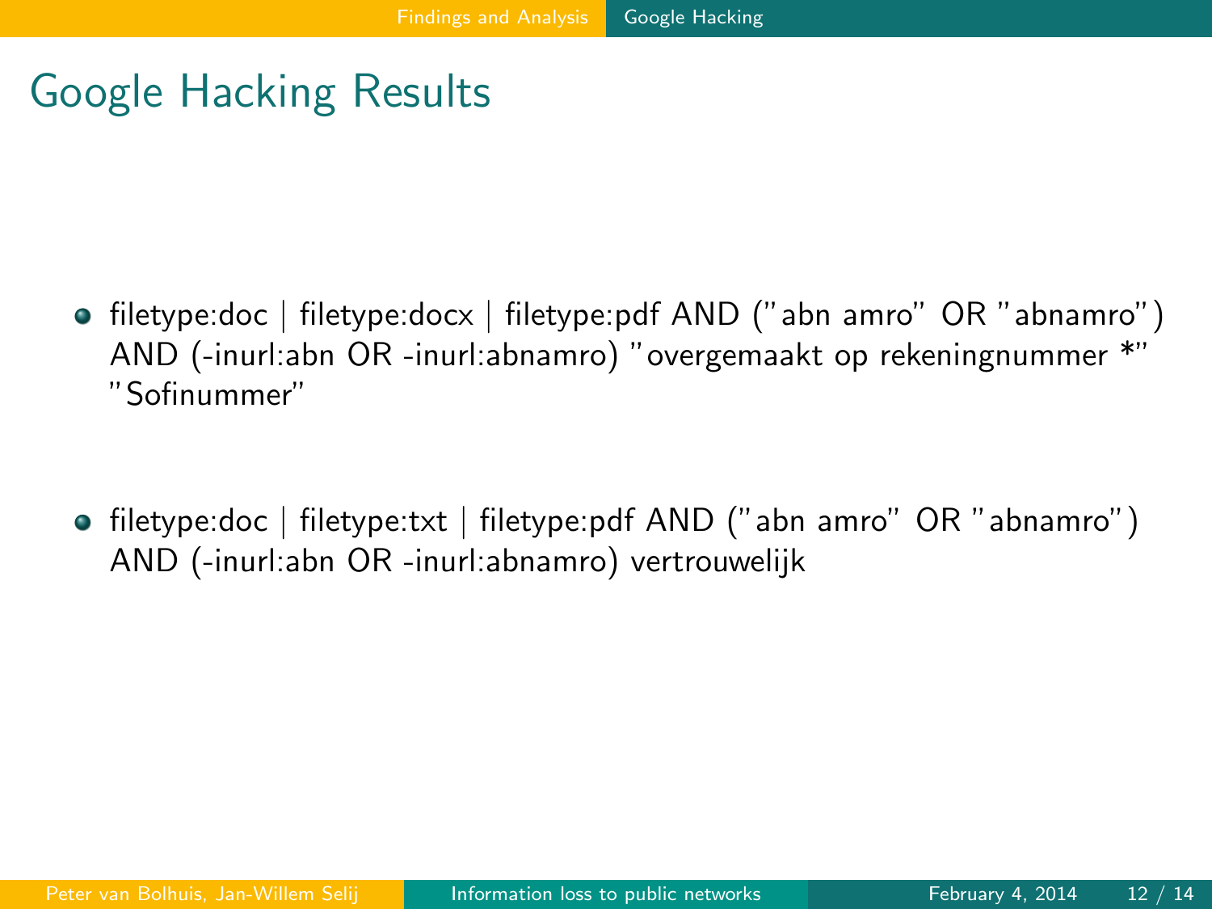# Google Hacking Results

- filetype:doc | filetype:docx | filetype:pdf AND ("abn amro" OR "abnamro") AND (-inurl:abn OR -inurl:abnamro) "overgemaakt op rekeningnummer *" "Sofinummer"

- filetype:doc | filetype:txt | filetype:pdf AND ("abn amro" OR "abnamro") AND (-inurl:abn OR -inurl:abnamro) vertrouwelijk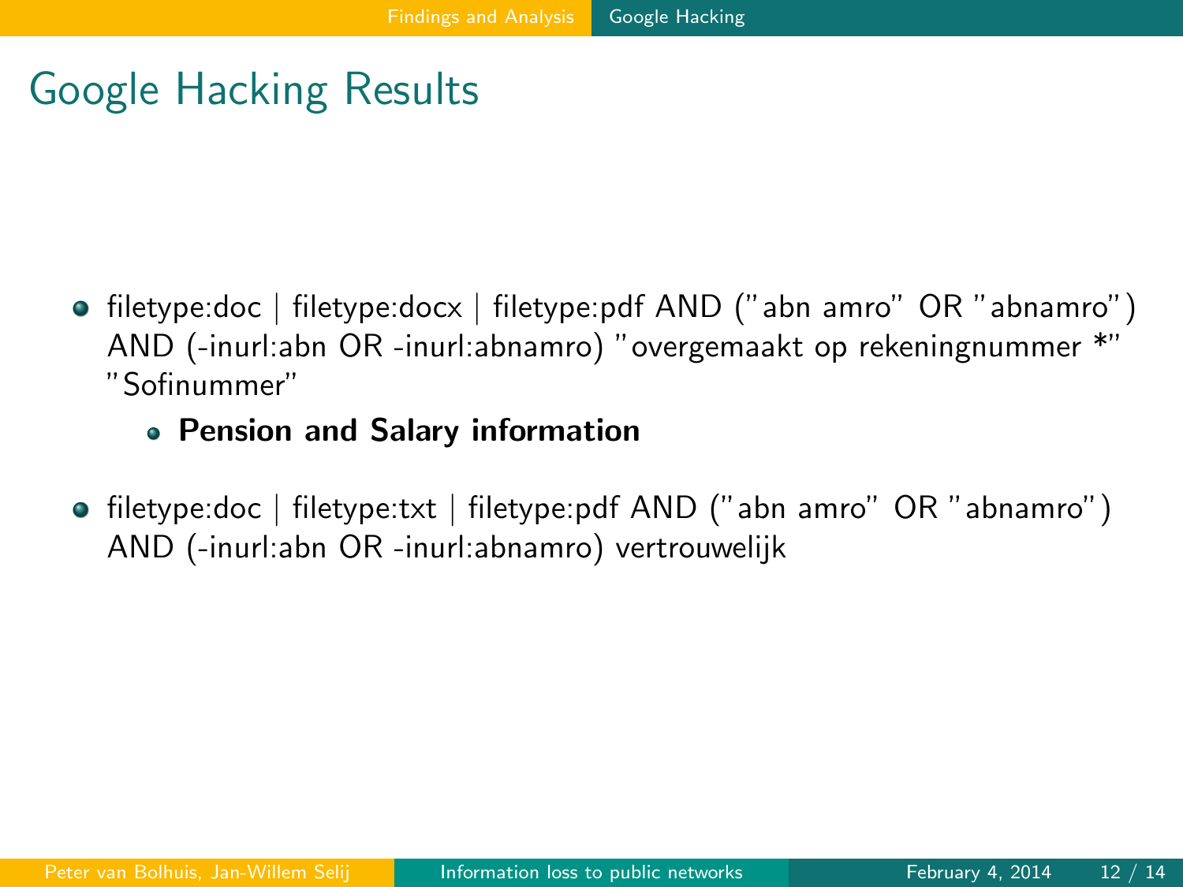# Google Hacking Results

- filetype:doc | filetype:docx | filetype:pdf AND ("abn amro" OR "abnamro") AND (-inurl:abn OR -inurl:abnamro) "overgemaakt op rekeningnummer *" "Sofinummer"
  - **Pension and Salary information**
- filetype:doc | filetype:txt | filetype:pdf AND ("abn amro" OR "abnamro") AND (-inurl:abn OR -inurl:abnamro) vertrouwelijk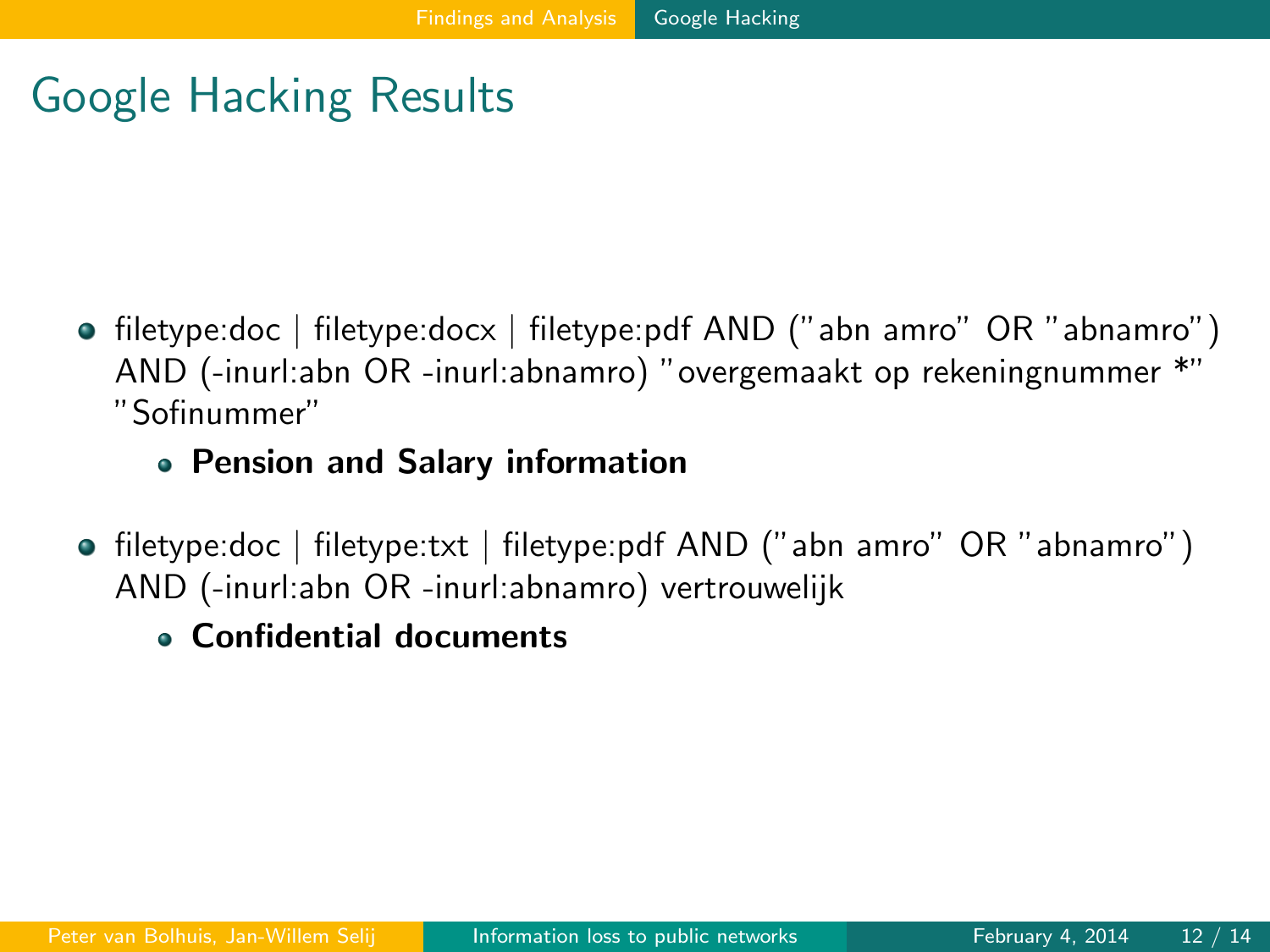# Google Hacking Results

- filetype:doc | filetype:docx | filetype:pdf AND ("abn amro" OR "abnamro") AND (-inurl:abn OR -inurl:abnamro) "overgemaakt op rekeningnummer *" "Sofinummer"
  - **Pension and Salary information**
- filetype:doc | filetype:txt | filetype:pdf AND ("abn amro" OR "abnamro") AND (-inurl:abn OR -inurl:abnamro) vertrouwelijk
  - **Confidential documents**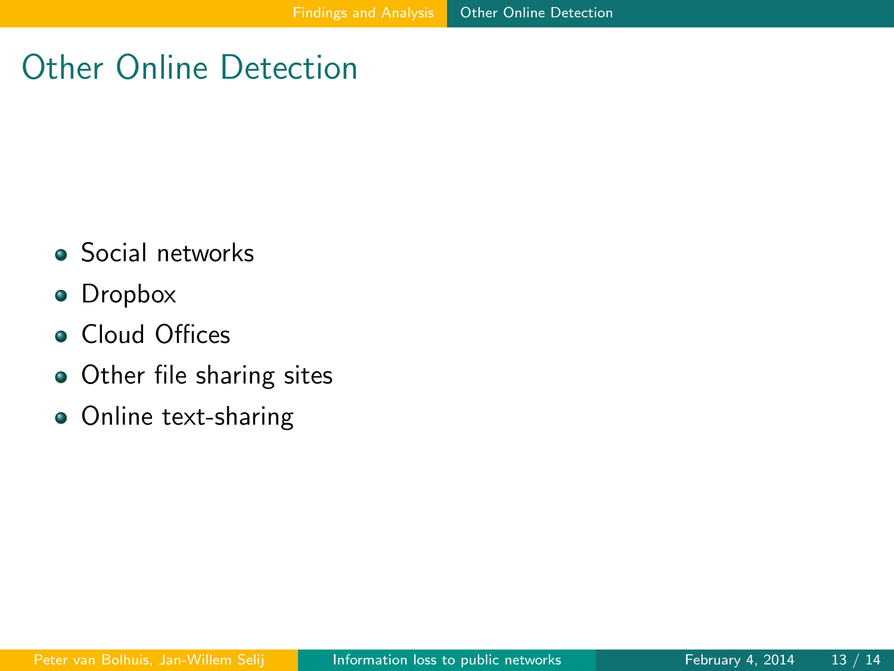# Other Online Detection

- Social networks
- Dropbox
- Cloud Offices
- Other file sharing sites
- Online text-sharing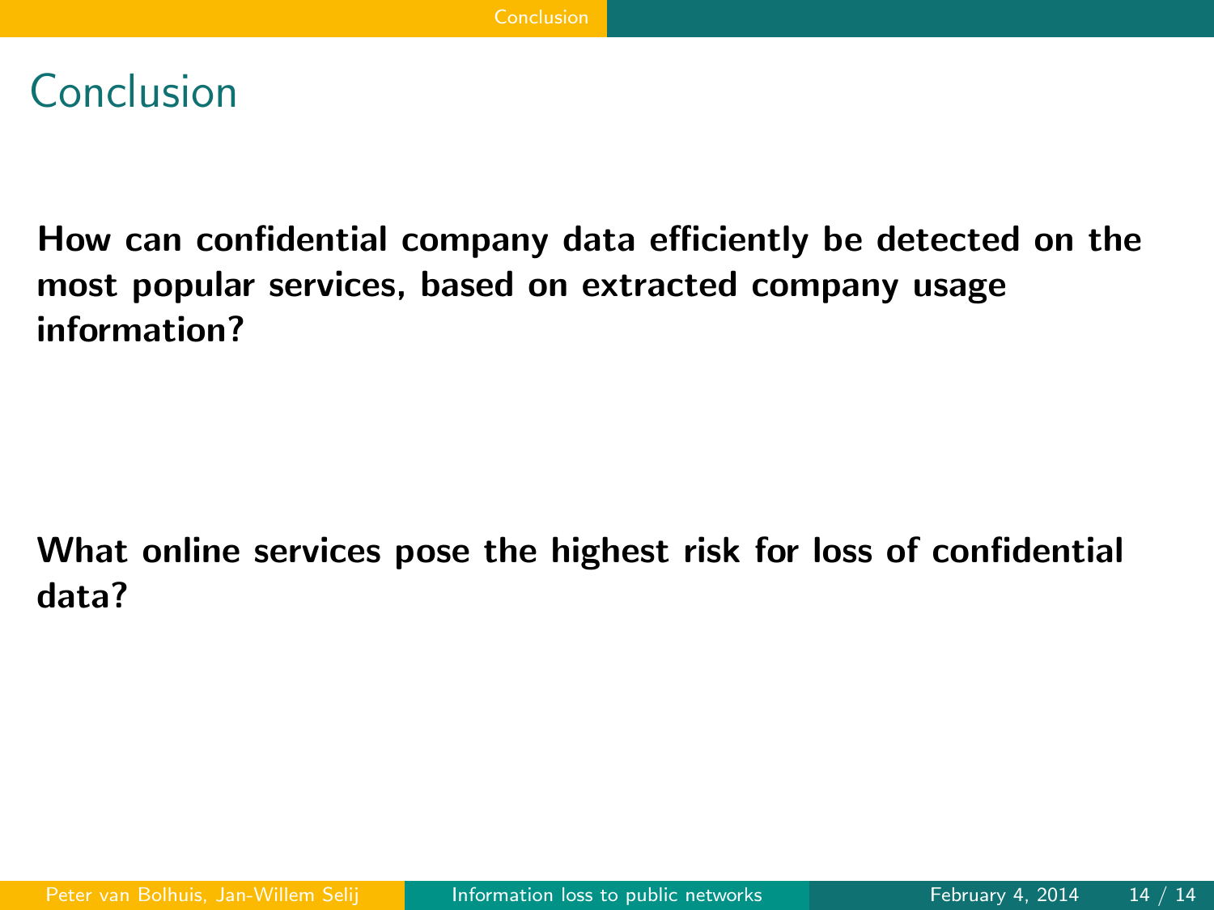# Conclusion

**How can confidential company data efficiently be detected on the most popular services, based on extracted company usage information?**

**What online services pose the highest risk for loss of confidential data?**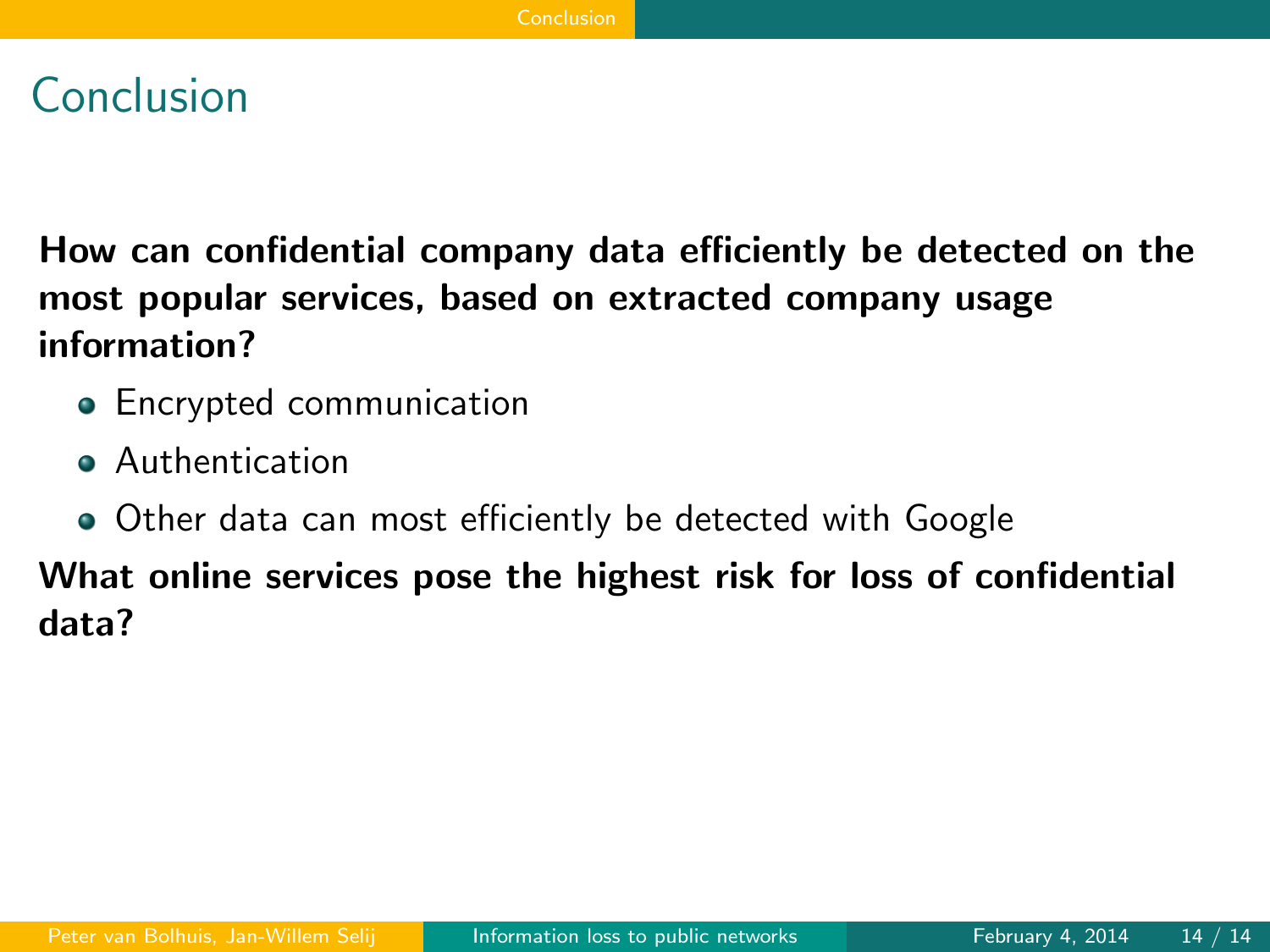# Conclusion

**How can confidential company data efficiently be detected on the most popular services, based on extracted company usage information?**

- Encrypted communication
- Authentication
- Other data can most efficiently be detected with Google

**What online services pose the highest risk for loss of confidential data?**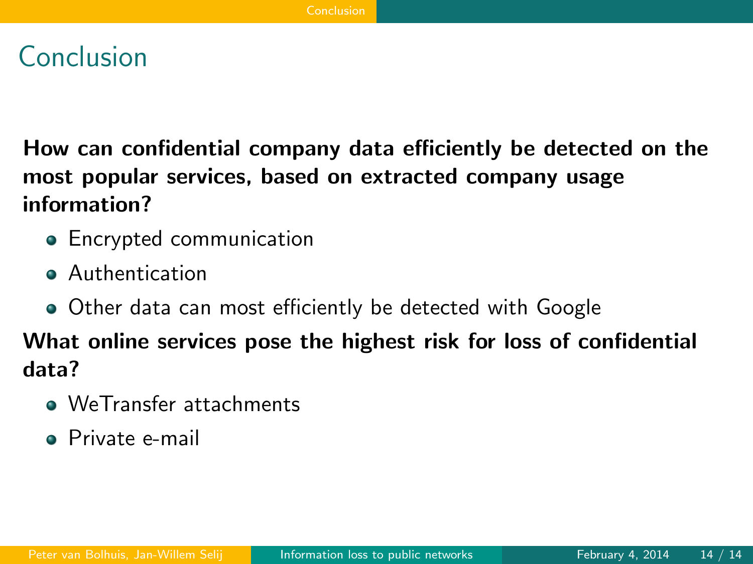# Conclusion

**How can confidential company data efficiently be detected on the most popular services, based on extracted company usage information?**

- Encrypted communication
- Authentication
- Other data can most efficiently be detected with Google

**What online services pose the highest risk for loss of confidential data?**

- WeTransfer attachments
- Private e-mail